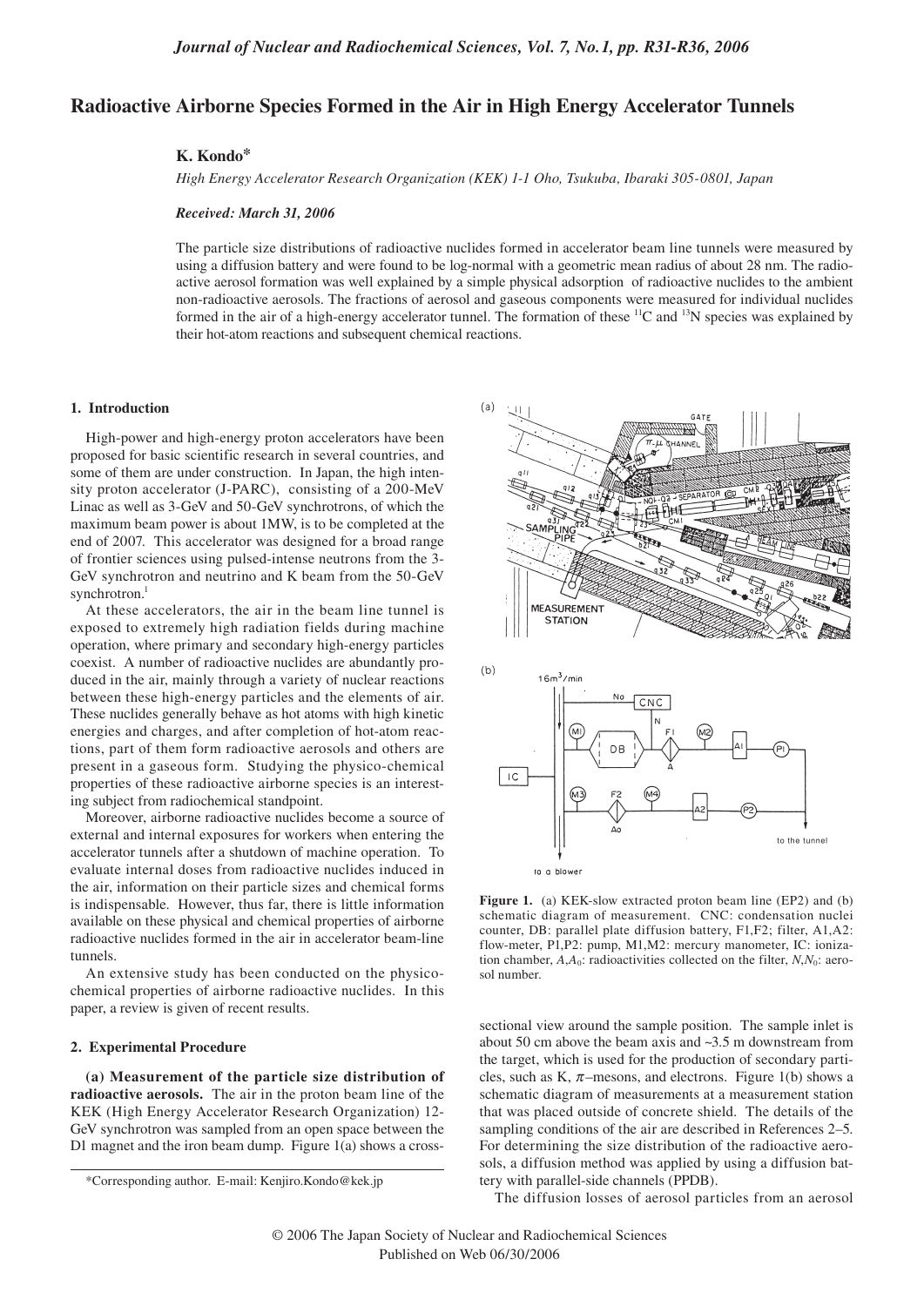# Radioactive Airborne Species Formed in the Air in High Energy Accelerator Tunnels

**K. Kondo***

*High Energy Accelerator Research Organization (KEK) 1-1 Oho, Tsukuba, Ibaraki 305-0801, Japan*

***Received: March 31, 2006***

The particle size distributions of radioactive nuclides formed in accelerator beam line tunnels were measured by using a diffusion battery and were found to be log-normal with a geometric mean radius of about 28 nm. The radioactive aerosol formation was well explained by a simple physical adsorption of radioactive nuclides to the ambient non-radioactive aerosols. The fractions of aerosol and gaseous components were measured for individual nuclides formed in the air of a high-energy accelerator tunnel. The formation of these $^{11}C$ and $^{13}N$ species was explained by their hot-atom reactions and subsequent chemical reactions.

## 1. Introduction

High-power and high-energy proton accelerators have been proposed for basic scientific research in several countries, and some of them are under construction. In Japan, the high intensity proton accelerator (J-PARC), consisting of a 200-MeV Linac as well as 3-GeV and 50-GeV synchrotrons, of which the maximum beam power is about 1MW, is to be completed at the end of 2007. This accelerator was designed for a broad range of frontier sciences using pulsed-intense neutrons from the 3-GeV synchrotron and neutrino and K beam from the 50-GeV synchrotron.[1]

At these accelerators, the air in the beam line tunnel is exposed to extremely high radiation fields during machine operation, where primary and secondary high-energy particles coexist. A number of radioactive nuclides are abundantly produced in the air, mainly through a variety of nuclear reactions between these high-energy particles and the elements of air. These nuclides generally behave as hot atoms with high kinetic energies and charges, and after completion of hot-atom reactions, part of them form radioactive aerosols and others are present in a gaseous form. Studying the physico-chemical properties of these radioactive airborne species is an interesting subject from radiochemical standpoint.

Moreover, airborne radioactive nuclides become a source of external and internal exposures for workers when entering the accelerator tunnels after a shutdown of machine operation. To evaluate internal doses from radioactive nuclides induced in the air, information on their particle sizes and chemical forms is indispensable. However, thus far, there is little information available on these physical and chemical properties of airborne radioactive nuclides formed in the air in accelerator beam-line tunnels.

An extensive study has been conducted on the physico-chemical properties of airborne radioactive nuclides. In this paper, a review is given of recent results.

## 2. Experimental Procedure

**(a) Measurement of the particle size distribution of radioactive aerosols.** The air in the proton beam line of the KEK (High Energy Accelerator Research Organization) 12-GeV synchrotron was sampled from an open space between the D1 magnet and the iron beam dump. Figure 1(a) shows a cross-sectional view around the sample position. The sample inlet is about 50 cm above the beam axis and ~3.5 m downstream from the target, which is used for the production of secondary particles, such as K, $\pi$–mesons, and electrons. Figure 1(b) shows a schematic diagram of measurements at a measurement station that was placed outside of concrete shield. The details of the sampling conditions of the air are described in References 2–5. For determining the size distribution of the radioactive aerosols, a diffusion method was applied by using a diffusion battery with parallel-side channels (PPDB).

The diffusion losses of aerosol particles from an aerosol

**Figure 1.** (a) KEK-slow extracted proton beam line (EP2) and (b) schematic diagram of measurement. CNC: condensation nuclei counter, DB: parallel plate diffusion battery, F1,F2: filter, A1,A2: flow-meter, P1,P2: pump, M1,M2: mercury manometer, IC: ionization chamber, $A$,$A_0$: radioactivities collected on the filter, $N$,$N_0$: aerosol number.

*Corresponding author. E-mail: Kenjiro.Kondo@kek.jp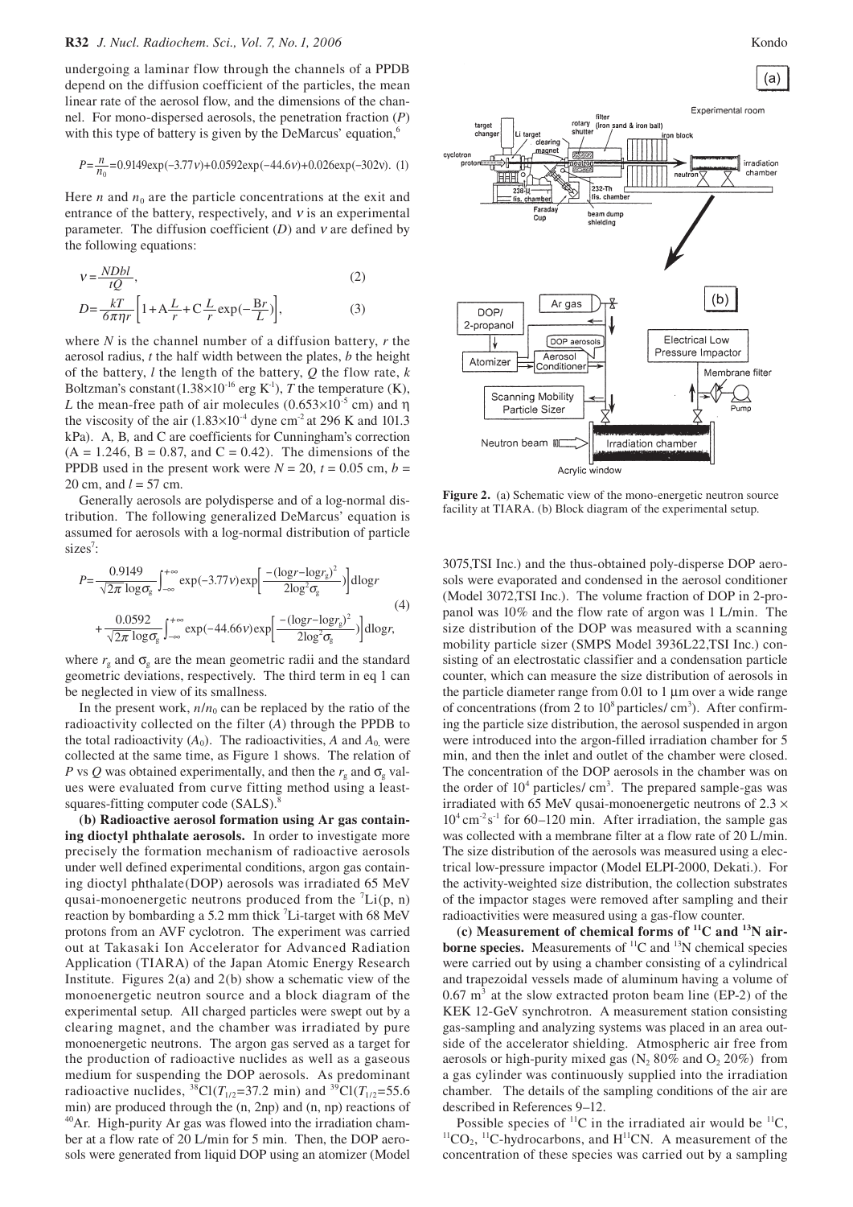undergoing a laminar flow through the channels of a PPDB depend on the diffusion coefficient of the particles, the mean linear rate of the aerosol flow, and the dimensions of the channel. For mono-dispersed aerosols, the penetration fraction ($P$) with this type of battery is given by the DeMarcus' equation,[6]

$$P=\frac{n}{n_0}=0.9149\exp(-3.77\nu)+0.0592\exp(-44.6\nu)+0.026\exp(-302\nu). \quad (1)$$

Here $n$ and $n_0$ are the particle concentrations at the exit and entrance of the battery, respectively, and $\nu$ is an experimental parameter. The diffusion coefficient ($D$) and $\nu$ are defined by the following equations:

$$\nu=\frac{NDbl}{tQ}, \quad (2)$$

$$D=\frac{kT}{6\pi\eta r}\left[1+\mathrm{A}\frac{L}{r}+\mathrm{C}\frac{L}{r}\exp(-\frac{\mathrm{B}r}{L})\right], \quad (3)$$

where $N$ is the channel number of a diffusion battery, $r$ the aerosol radius, $t$ the half width between the plates, $b$ the height of the battery, $l$ the length of the battery, $Q$ the flow rate, $k$ Boltzman's constant ($1.38\times10^{-16}$ erg $K^{-1}$), $T$ the temperature (K), $L$ the mean-free path of air molecules ($0.653\times10^{-5}$ cm) and $\eta$ the viscosity of the air ($1.83\times10^{-4}$ dyne $cm^{-2}$ at 296 K and 101.3 kPa). A, B, and C are coefficients for Cunningham's correction (A = 1.246, B = 0.87, and C = 0.42). The dimensions of the PPDB used in the present work were $N$ = 20, $t$ = 0.05 cm, $b$ = 20 cm, and $l$ = 57 cm.

Generally aerosols are polydisperse and of a log-normal distribution. The following generalized DeMarcus' equation is assumed for aerosols with a log-normal distribution of particle sizes[7]:

$$P=\frac{0.9149}{\sqrt{2\pi}\log\sigma_g}\int_{-\infty}^{+\infty}\exp(-3.77\nu)\exp\left[\frac{-(\log r-\log r_g)^2}{2\log^2\sigma_g}\right]d\log r$$
$$+\frac{0.0592}{\sqrt{2\pi}\log\sigma_g}\int_{-\infty}^{+\infty}\exp(-44.66\nu)\exp\left[\frac{-(\log r-\log r_g)^2}{2\log^2\sigma_g}\right]d\log r, \quad (4)$$

where $r_g$ and $\sigma_g$ are the mean geometric radii and the standard geometric deviations, respectively. The third term in eq 1 can be neglected in view of its smallness.

In the present work, $n/n_0$ can be replaced by the ratio of the radioactivity collected on the filter ($A$) through the PPDB to the total radioactivity ($A_0$). The radioactivities, $A$ and $A_0$, were collected at the same time, as Figure 1 shows. The relation of $P$ vs $Q$ was obtained experimentally, and then the $r_g$ and $\sigma_g$ values were evaluated from curve fitting method using a least-squares-fitting computer code (SALS).[8]

**(b) Radioactive aerosol formation using Ar gas containing dioctyl phthalate aerosols.** In order to investigate more precisely the formation mechanism of radioactive aerosols under well defined experimental conditions, argon gas containing dioctyl phthalate(DOP) aerosols was irradiated 65 MeV qusai-monoenergetic neutrons produced from the $^7$Li(p, n) reaction by bombarding a 5.2 mm thick $^7$Li-target with 68 MeV protons from an AVF cyclotron. The experiment was carried out at Takasaki Ion Accelerator for Advanced Radiation Application (TIARA) of the Japan Atomic Energy Research Institute. Figures 2(a) and 2(b) show a schematic view of the monoenergetic neutron source and a block diagram of the experimental setup. All charged particles were swept out by a clearing magnet, and the chamber was irradiated by pure monoenergetic neutrons. The argon gas served as a target for the production of radioactive nuclides as well as a gaseous medium for suspending the DOP aerosols. As predominant radioactive nuclides, $^{38}$Cl($T_{1/2}$=37.2 min) and $^{39}$Cl($T_{1/2}$=55.6 min) are produced through the (n, 2np) and (n, np) reactions of $^{40}$Ar. High-purity Ar gas was flowed into the irradiation chamber at a flow rate of 20 L/min for 5 min. Then, the DOP aerosols were generated from liquid DOP using an atomizer (Model 3075,TSI Inc.) and the thus-obtained poly-disperse DOP aerosols were evaporated and condensed in the aerosol conditioner (Model 3072,TSI Inc.). The volume fraction of DOP in 2-propanol was 10% and the flow rate of argon was 1 L/min. The size distribution of the DOP was measured with a scanning mobility particle sizer (SMPS Model 3936L22,TSI Inc.) consisting of an electrostatic classifier and a condensation particle counter, which can measure the size distribution of aerosols in the particle diameter range from 0.01 to 1 μm over a wide range of concentrations (from 2 to $10^8$ particles/ $cm^3$). After confirming the particle size distribution, the aerosol suspended in argon were introduced into the argon-filled irradiation chamber for 5 min, and then the inlet and outlet of the chamber were closed. The concentration of the DOP aerosols in the chamber was on the order of $10^4$ particles/ $cm^3$. The prepared sample-gas was irradiated with 65 MeV qusai-monoenergetic neutrons of $2.3\times10^4$ $cm^{-2}s^{-1}$ for 60–120 min. After irradiation, the sample gas was collected with a membrane filter at a flow rate of 20 L/min. The size distribution of the aerosols was measured using a electrical low-pressure impactor (Model ELPI-2000, Dekati.). For the activity-weighted size distribution, the collection substrates of the impactor stages were removed after sampling and their radioactivities were measured using a gas-flow counter.

**(c) Measurement of chemical forms of $^{11}$C and $^{13}$N airborne species.** Measurements of $^{11}$C and $^{13}$N chemical species were carried out by using a chamber consisting of a cylindrical and trapezoidal vessels made of aluminum having a volume of 0.67 $m^3$ at the slow extracted proton beam line (EP-2) of the KEK 12-GeV synchrotron. A measurement station consisting gas-sampling and analyzing systems was placed in an area outside of the accelerator shielding. Atmospheric air free from aerosols or high-purity mixed gas ($N_2$ 80% and $O_2$ 20%) from a gas cylinder was continuously supplied into the irradiation chamber. The details of the sampling conditions of the air are described in References 9–12.

Possible species of $^{11}$C in the irradiated air would be $^{11}$C, $^{11}CO_2$, $^{11}$C-hydrocarbons, and $H^{11}CN$. A measurement of the concentration of these species was carried out by a sampling

(a)

Experimental room

target changer | Li target | clearing magnet | rotary shutter | filter (iron sand & iron ball) | iron block | cyclotron proton | neutron | 238-U fis. chamber | 232-Th fis. chamber | Faraday Cup | beam dump shielding | neutron | irradiation chamber

(b)

DOP/ 2-propanol | Atomizer | Aerosol Conditioner | DOP aerosols | Ar gas | Electrical Low Pressure Impactor | Membrane filter | Pump | Scanning Mobility Particle Sizer | Neutron beam | Irradiation chamber | Acrylic window

**Figure 2.** (a) Schematic view of the mono-energetic neutron source facility at TIARA. (b) Block diagram of the experimental setup.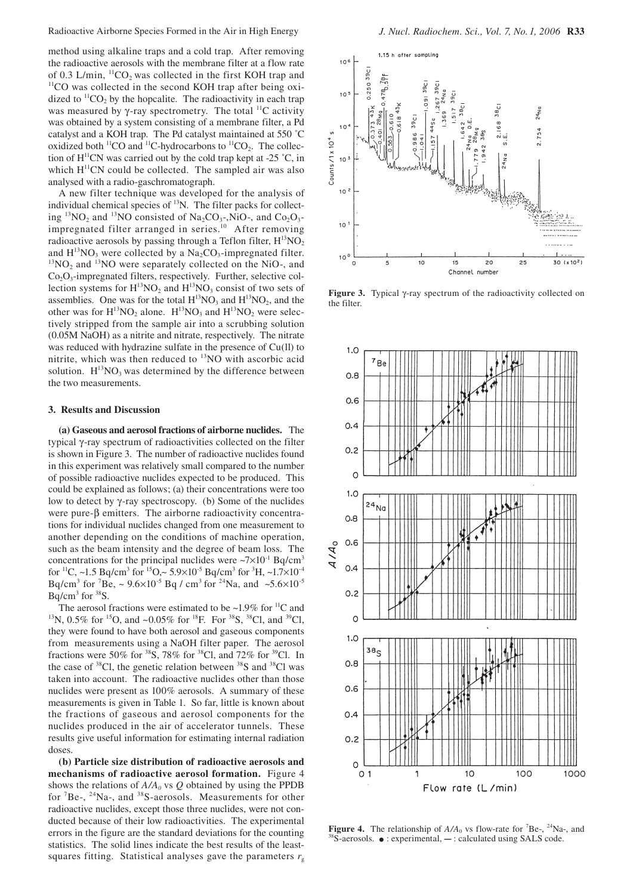method using alkaline traps and a cold trap. After removing the radioactive aerosols with the membrane filter at a flow rate of 0.3 L/min, $^{11}CO_2$ was collected in the first KOH trap and $^{11}CO$ was collected in the second KOH trap after being oxidized to $^{11}CO_2$ by the hopcalite. The radioactivity in each trap was measured by γ-ray spectrometry. The total $^{11}C$ activity was obtained by a system consisting of a membrane filter, a Pd catalyst and a KOH trap. The Pd catalyst maintained at 550 ˚C oxidized both $^{11}CO$ and $^{11}C$-hydrocarbons to $^{11}CO_2$. The collection of $H^{11}CN$ was carried out by the cold trap kept at -25 ˚C, in which $H^{11}CN$ could be collected. The sampled air was also analysed with a radio-gaschromatograph.

A new filter technique was developed for the analysis of individual chemical species of $^{13}N$. The filter packs for collecting $^{13}NO_2$ and $^{13}NO$ consisted of $Na_2CO_3$-, NiO-, and $Co_2O_3$-impregnated filter arranged in series.[10] After removing radioactive aerosols by passing through a Teflon filter, $H^{13}NO_2$ and $H^{13}NO_3$ were collected by a $Na_2CO_3$-impregnated filter. $^{13}NO_2$ and $^{13}NO$ were separately collected on the NiO-, and $Co_2O_3$-impregnated filters, respectively. Further, selective collection systems for $H^{13}NO_2$ and $H^{13}NO_3$ consist of two sets of assemblies. One was for the total $H^{13}NO_3$ and $H^{13}NO_2$, and the other was for $H^{13}NO_2$ alone. $H^{13}NO_3$ and $H^{13}NO_2$ were selectively stripped from the sample air into a scrubbing solution (0.05M NaOH) as a nitrite and nitrate, respectively. The nitrate was reduced with hydrazine sulfate in the presence of Cu(ll) to nitrite, which was then reduced to $^{13}NO$ with ascorbic acid solution. $H^{13}NO_3$ was determined by the difference between the two measurements.

### 3. Results and Discussion

**(a) Gaseous and aerosol fractions of airborne nuclides.** The typical γ-ray spectrum of radioactivities collected on the filter is shown in Figure 3. The number of radioactive nuclides found in this experiment was relatively small compared to the number of possible radioactive nuclides expected to be produced. This could be explained as follows; (a) their concentrations were too low to detect by γ-ray spectroscopy. (b) Some of the nuclides were pure-β emitters. The airborne radioactivity concentrations for individual nuclides changed from one measurement to another depending on the conditions of machine operation, such as the beam intensity and the degree of beam loss. The concentrations for the principal nuclides were ~$7\times10^{-1}$ Bq/cm$^3$ for $^{11}C$, ~1.5 Bq/cm$^3$ for $^{15}O$,~ $5.9\times10^{-5}$ Bq/cm$^3$ for $^3H$, ~$1.7\times10^{-4}$ Bq/cm$^3$ for $^7Be$, ~ $9.6\times10^{-5}$ Bq / cm$^3$ for $^{24}Na$, and ~$5.6\times10^{-5}$ Bq/cm$^3$ for $^{38}S$.

The aerosol fractions were estimated to be ~1.9% for $^{11}C$ and $^{13}N$, 0.5% for $^{15}O$, and ~0.05% for $^{18}F$. For $^{38}S$, $^{38}Cl$, and $^{39}Cl$, they were found to have both aerosol and gaseous components from measurements using a NaOH filter paper. The aerosol fractions were 50% for $^{38}S$, 78% for $^{38}Cl$, and 72% for $^{39}Cl$. In the case of $^{38}Cl$, the genetic relation between $^{38}S$ and $^{38}Cl$ was taken into account. The radioactive nuclides other than those nuclides were present as 100% aerosols. A summary of these measurements is given in Table 1. So far, little is known about the fractions of gaseous and aerosol components for the nuclides produced in the air of accelerator tunnels. These results give useful information for estimating internal radiation doses.

**(b) Particle size distribution of radioactive aerosols and mechanisms of radioactive aerosol formation.** Figure 4 shows the relations of $A/A_0$ vs $Q$ obtained by using the PPDB for $^7Be$-, $^{24}Na$-, and $^{38}S$-aerosols. Measurements for other radioactive nuclides, except those three nuclides, were not conducted because of their low radioactivities. The experimental errors in the figure are the standard deviations for the counting statistics. The solid lines indicate the best results of the least-squares fitting. Statistical analyses gave the parameters $r_g$

**Figure 3.** Typical γ-ray spectrum of the radioactivity collected on the filter.

**Figure 4.** The relationship of $A/A_0$ vs flow-rate for $^7Be$-, $^{24}Na$-, and $^{38}S$-aerosols. ● : experimental, — : calculated using SALS code.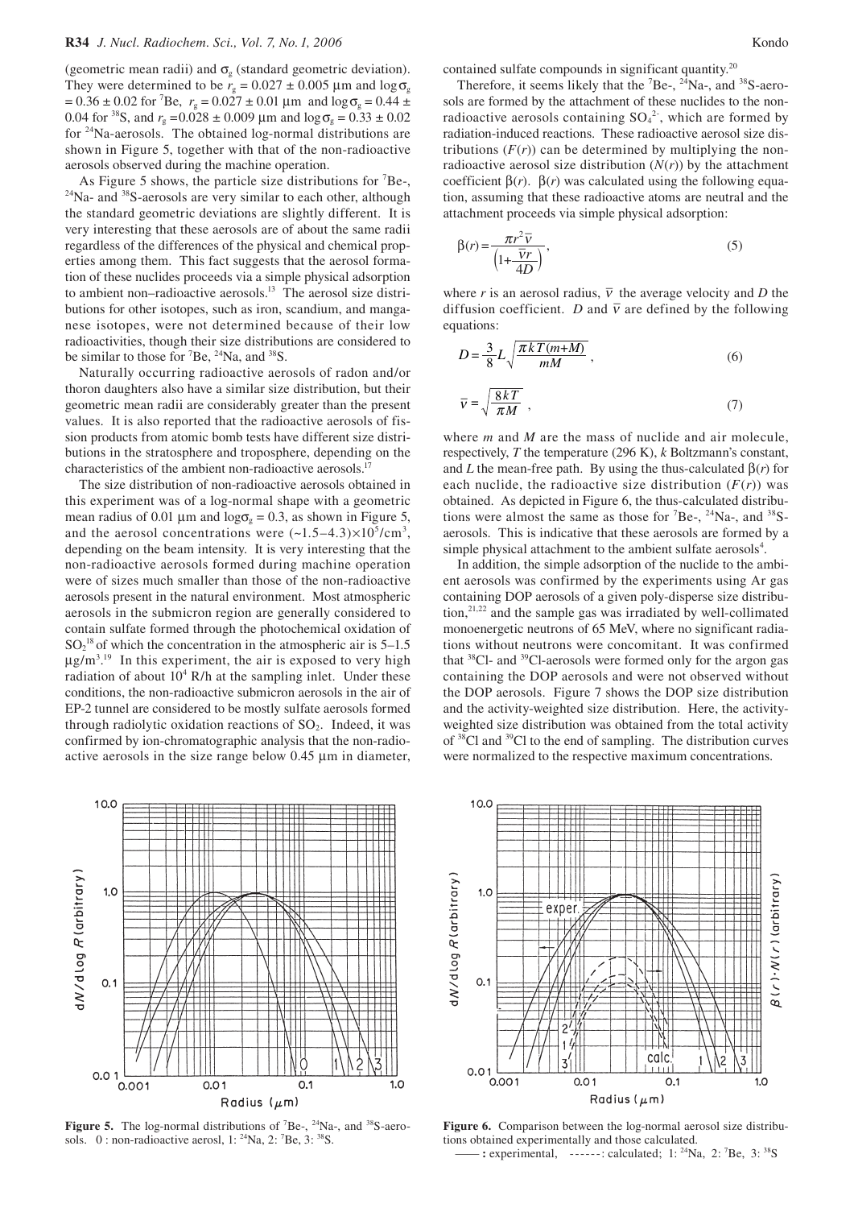(geometric mean radii) and $\sigma_g$ (standard geometric deviation). They were determined to be $r_g = 0.027 \pm 0.005$ µm and $\log\sigma_g = 0.36 \pm 0.02$ for $^7$Be, $r_g = 0.027 \pm 0.01$ µm and $\log\sigma_g = 0.44 \pm 0.04$ for $^{38}$S, and $r_g = 0.028 \pm 0.009$ µm and $\log\sigma_g = 0.33 \pm 0.02$ for $^{24}$Na-aerosols. The obtained log-normal distributions are shown in Figure 5, together with that of the non-radioactive aerosols observed during the machine operation.

As Figure 5 shows, the particle size distributions for $^7$Be-, $^{24}$Na- and $^{38}$S-aerosols are very similar to each other, although the standard geometric deviations are slightly different. It is very interesting that these aerosols are of about the same radii regardless of the differences of the physical and chemical properties among them. This fact suggests that the aerosol formation of these nuclides proceeds via a simple physical adsorption to ambient non–radioactive aerosols.[13] The aerosol size distributions for other isotopes, such as iron, scandium, and manganese isotopes, were not determined because of their low radioactivities, though their size distributions are considered to be similar to those for $^7$Be, $^{24}$Na, and $^{38}$S.

Naturally occurring radioactive aerosols of radon and/or thoron daughters also have a similar size distribution, but their geometric mean radii are considerably greater than the present values. It is also reported that the radioactive aerosols of fission products from atomic bomb tests have different size distributions in the stratosphere and troposphere, depending on the characteristics of the ambient non-radioactive aerosols.[17]

The size distribution of non-radioactive aerosols obtained in this experiment was of a log-normal shape with a geometric mean radius of 0.01 µm and $\log\sigma_g = 0.3$, as shown in Figure 5, and the aerosol concentrations were $(\sim 1.5–4.3)\times 10^5/\text{cm}^3$, depending on the beam intensity. It is very interesting that the non-radioactive aerosols formed during machine operation were of sizes much smaller than those of the non-radioactive aerosols present in the natural environment. Most atmospheric aerosols in the submicron region are generally considered to contain sulfate formed through the photochemical oxidation of $SO_2$[18] of which the concentration in the atmospheric air is 5–1.5 µg/m$^3$.[19] In this experiment, the air is exposed to very high radiation of about $10^4$ R/h at the sampling inlet. Under these conditions, the non-radioactive submicron aerosols in the air of EP-2 tunnel are considered to be mostly sulfate aerosols formed through radiolytic oxidation reactions of $SO_2$. Indeed, it was confirmed by ion-chromatographic analysis that the non-radioactive aerosols in the size range below 0.45 µm in diameter, contained sulfate compounds in significant quantity.[20]

Therefore, it seems likely that the $^7$Be-, $^{24}$Na-, and $^{38}$S-aerosols are formed by the attachment of these nuclides to the non-radioactive aerosols containing $SO_4^{2-}$, which are formed by radiation-induced reactions. These radioactive aerosol size distributions ($F(r)$) can be determined by multiplying the non-radioactive aerosol size distribution ($N(r)$) by the attachment coefficient $\beta(r)$. $\beta(r)$ was calculated using the following equation, assuming that these radioactive atoms are neutral and the attachment proceeds via simple physical adsorption:

$$\beta(r) = \frac{\pi r^2 \bar{v}}{\left(1 + \frac{\bar{v} r}{4D}\right)}, \tag{5}$$

where $r$ is an aerosol radius, $\bar{v}$ the average velocity and $D$ the diffusion coefficient. $D$ and $\bar{v}$ are defined by the following equations:

$$D = \frac{3}{8} L \sqrt{\frac{\pi k T (m+M)}{mM}}, \tag{6}$$

$$\bar{v} = \sqrt{\frac{8kT}{\pi M}}, \tag{7}$$

where $m$ and $M$ are the mass of nuclide and air molecule, respectively, $T$ the temperature (296 K), $k$ Boltzmann's constant, and $L$ the mean-free path. By using the thus-calculated $\beta(r)$ for each nuclide, the radioactive size distribution ($F(r)$) was obtained. As depicted in Figure 6, the thus-calculated distributions were almost the same as those for $^7$Be-, $^{24}$Na-, and $^{38}$S-aerosols. This is indicative that these aerosols are formed by a simple physical attachment to the ambient sulfate aerosols[4].

In addition, the simple adsorption of the nuclide to the ambient aerosols was confirmed by the experiments using Ar gas containing DOP aerosols of a given poly-disperse size distribution,[21,22] and the sample gas was irradiated by well-collimated monoenergetic neutrons of 65 MeV, where no significant radiations without neutrons were concomitant. It was confirmed that $^{38}$Cl- and $^{39}$Cl-aerosols were formed only for the argon gas containing the DOP aerosols and were not observed without the DOP aerosols. Figure 7 shows the DOP size distribution and the activity-weighted size distribution. Here, the activity-weighted size distribution was obtained from the total activity of $^{38}$Cl and $^{39}$Cl to the end of sampling. The distribution curves were normalized to the respective maximum concentrations.

dN/dLog R (arbitrary)
10.0
1.0
0.1
0.01
0.001
0.01
0.1
1.0
0
1
2
3
Radius (µm)

**Figure 5.** The log-normal distributions of $^7$Be-, $^{24}$Na-, and $^{38}$S-aerosols. 0 : non-radioactive aerosl, 1: $^{24}$Na, 2: $^7$Be, 3: $^{38}$S.

dN/dLog R (arbitrary)
β(r)·N(r) (arbitrary)
10.0
1.0
0.1
0.01
0.001
0.01
0.1
1.0
exper.
calc.
1
2
3
Radius (µm)

**Figure 6.** Comparison between the log-normal aerosol size distributions obtained experimentally and those calculated.
—— : experimental, ------: calculated; 1: $^{24}$Na, 2: $^7$Be, 3: $^{38}$S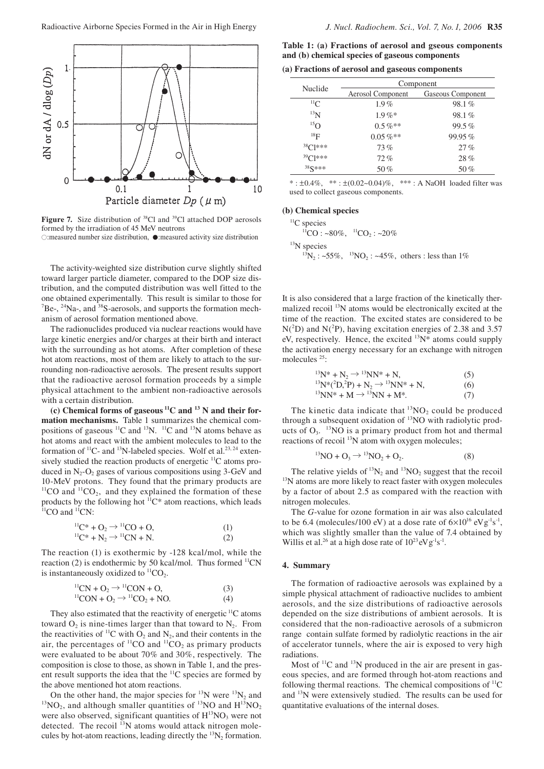dN or dA / dlog (Dp)

1

0.5

0

0.1

1

10

Particle diameter Dp ( μ m)

**Figure 7.** Size distribution of $^{38}$Cl and $^{39}$Cl attached DOP aerosols formed by the irradiation of 45 MeV neutrons
○:measured number size distribution, ●:measured activity size distribution

The activity-weighted size distribution curve slightly shifted toward larger particle diameter, compared to the DOP size distribution, and the computed distribution was well fitted to the one obtained experimentally. This result is similar to those for $^{7}$Be-, $^{24}$Na-, and $^{38}$S-aerosols, and supports the formation mechanism of aerosol formation mentioned above.

The radionuclides produced via nuclear reactions would have large kinetic energies and/or charges at their birth and interact with the surrounding as hot atoms. After completion of these hot atom reactions, most of them are likely to attach to the surrounding non-radioactive aerosols. The present results support that the radioactive aerosol formation proceeds by a simple physical attachment to the ambient non-radioactive aerosols with a certain distribution.

**(c) Chemical forms of gaseous $^{11}$C and $^{13}$N and their formation mechanisms.** Table 1 summarizes the chemical compositions of gaseous $^{11}$C and $^{13}$N. $^{11}$C and $^{13}$N atoms behave as hot atoms and react with the ambient molecules to lead to the formation of $^{11}$C- and $^{13}$N-labeled species. Wolf et al.[23, 24] extensively studied the reaction products of energetic $^{11}$C atoms produced in $N_2$-$O_2$ gases of various compositions using 3-GeV and 10-MeV protons. They found that the primary products are $^{11}CO$ and $^{11}CO_2$, and they explained the formation of these products by the following hot $^{11}C^*$ atom reactions, which leads $^{11}CO$ and $^{11}CN$:

$$^{11}C^* + O_2 \rightarrow {}^{11}CO + O, \qquad (1)$$
$$^{11}C^* + N_2 \rightarrow {}^{11}CN + N. \qquad (2)$$

The reaction (1) is exothermic by -128 kcal/mol, while the reaction (2) is endothermic by 50 kcal/mol. Thus formed $^{11}CN$ is instantaneously oxidized to $^{11}CO_2$.

$$^{11}CN + O_2 \rightarrow {}^{11}CON + O, \qquad (3)$$
$$^{11}CON + O_2 \rightarrow {}^{11}CO_2 + NO. \qquad (4)$$

They also estimated that the reactivity of energetic $^{11}$C atoms toward $O_2$ is nine-times larger than that toward to $N_2$. From the reactivities of $^{11}$C with $O_2$ and $N_2$, and their contents in the air, the percentages of $^{11}CO$ and $^{11}CO_2$ as primary products were evaluated to be about 70% and 30%, respectively. The composition is close to those, as shown in Table 1, and the present result supports the idea that the $^{11}$C species are formed by the above mentioned hot atom reactions.

On the other hand, the major species for $^{13}$N were $^{13}N_2$ and $^{13}NO_2$, and although smaller quantities of $^{13}NO$ and $H^{13}NO_2$ were also observed, significant quantities of $H^{13}NO_3$ were not detected. The recoil $^{13}$N atoms would attack nitrogen molecules by hot-atom reactions, leading directly the $^{13}N_2$ formation.

**Table 1: (a) Fractions of aerosol and gseous components and (b) chemical species of gaseous components**

**(a) Fractions of aerosol and gaseous components**

| Nuclide | Component | |
|---|---|---|
| | Aerosol Component | Gaseous Component |
| $^{11}$C | 1.9 % | 98.1 % |
| $^{13}$N | 1.9 %* | 98.1 % |
| $^{15}$O | 0.5 %** | 99.5 % |
| $^{18}$F | 0.05 %** | 99.95 % |
| $^{38}$Cl*** | 73 % | 27 % |
| $^{39}$Cl*** | 72 % | 28 % |
| $^{38}$S*** | 50 % | 50 % |

* : ±0.4%, ** : ±(0.02~0.04)%, *** : A NaOH loaded filter was used to collect gaseous components.

**(b) Chemical species**

$^{11}$C species
$^{11}CO$ : ~80%, $^{11}CO_2$ : ~20%

$^{13}$N species
$^{13}N_2$ : ~55%, $^{13}NO_2$ : ~45%, others : less than 1%

It is also considered that a large fraction of the kinetically thermalized recoil $^{13}$N atoms would be electronically excited at the time of the reaction. The excited states are considered to be $N(^2D)$ and $N(^2P)$, having excitation energies of 2.38 and 3.57 eV, respectively. Hence, the excited $^{13}N^*$ atoms could supply the activation energy necessary for an exchange with nitrogen molecules [25]:

$$^{13}N^* + N_2 \rightarrow {}^{13}NN^* + N, \qquad (5)$$
$$^{13}N^*(^2D,^2P) + N_2 \rightarrow {}^{13}NN^* + N, \qquad (6)$$
$$^{13}NN^* + M \rightarrow {}^{13}NN + M^*. \qquad (7)$$

The kinetic data indicate that $^{13}NO_2$ could be produced through a subsequent oxidation of $^{13}NO$ with radiolytic products of $O_3$. $^{13}NO$ is a primary product from hot and thermal reactions of recoil $^{13}$N atom with oxygen molecules;

$$^{13}NO + O_3 \rightarrow {}^{13}NO_2 + O_2. \qquad (8)$$

The relative yields of $^{13}N_2$ and $^{13}NO_2$ suggest that the recoil $^{13}$N atoms are more likely to react faster with oxygen molecules by a factor of about 2.5 as compared with the reaction with nitrogen molecules.

The *G*-value for ozone formation in air was also calculated to be 6.4 (molecules/100 eV) at a dose rate of $6\times10^{16}$ eVg$^{-1}$s$^{-1}$, which was slightly smaller than the value of 7.4 obtained by Willis et al.[26] at a high dose rate of $10^{23}$eVg$^{-1}$s$^{-1}$.

## 4. Summary

The formation of radioactive aerosols was explained by a simple physical attachment of radioactive nuclides to ambient aerosols, and the size distributions of radioactive aerosols depended on the size distributions of ambient aerosols. It is considered that the non-radioactive aerosols of a submicron range contain sulfate formed by radiolytic reactions in the air of accelerator tunnels, where the air is exposed to very high radiations.

Most of $^{11}$C and $^{13}$N produced in the air are present in gaseous species, and are formed through hot-atom reactions and following thermal reactions. The chemical compositions of $^{11}$C and $^{13}$N were extensively studied. The results can be used for quantitative evaluations of the internal doses.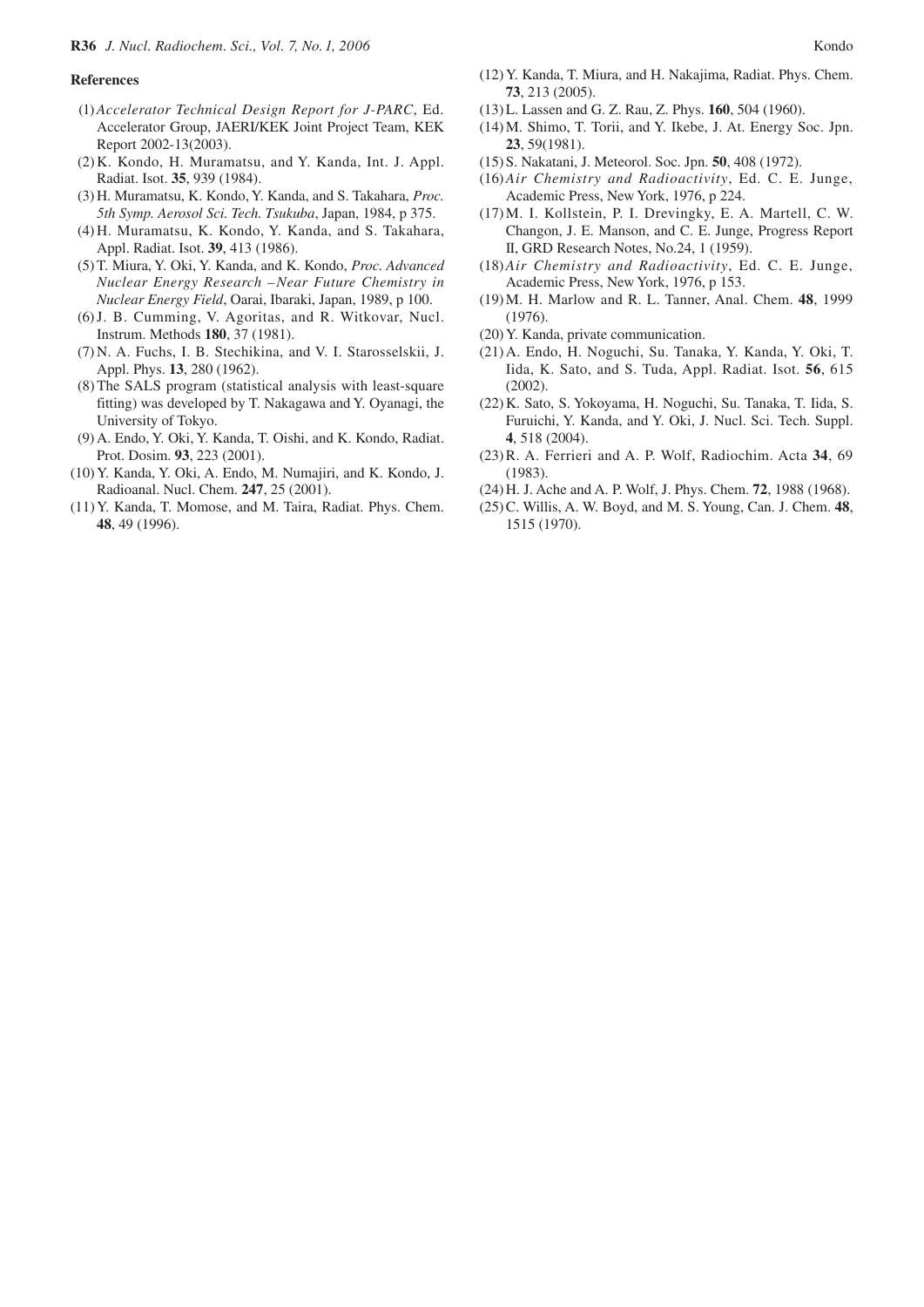## References

(1) *Accelerator Technical Design Report for J-PARC*, Ed. Accelerator Group, JAERI/KEK Joint Project Team, KEK Report 2002-13(2003).

(2) K. Kondo, H. Muramatsu, and Y. Kanda, Int. J. Appl. Radiat. Isot. **35**, 939 (1984).

(3) H. Muramatsu, K. Kondo, Y. Kanda, and S. Takahara, *Proc. 5th Symp. Aerosol Sci. Tech. Tsukuba*, Japan, 1984, p 375.

(4) H. Muramatsu, K. Kondo, Y. Kanda, and S. Takahara, Appl. Radiat. Isot. **39**, 413 (1986).

(5) T. Miura, Y. Oki, Y. Kanda, and K. Kondo, *Proc. Advanced Nuclear Energy Research –Near Future Chemistry in Nuclear Energy Field*, Oarai, Ibaraki, Japan, 1989, p 100.

(6) J. B. Cumming, V. Agoritas, and R. Witkovar, Nucl. Instrum. Methods **180**, 37 (1981).

(7) N. A. Fuchs, I. B. Stechikina, and V. I. Starosselskii, J. Appl. Phys. **13**, 280 (1962).

(8) The SALS program (statistical analysis with least-square fitting) was developed by T. Nakagawa and Y. Oyanagi, the University of Tokyo.

(9) A. Endo, Y. Oki, Y. Kanda, T. Oishi, and K. Kondo, Radiat. Prot. Dosim. **93**, 223 (2001).

(10) Y. Kanda, Y. Oki, A. Endo, M. Numajiri, and K. Kondo, J. Radioanal. Nucl. Chem. **247**, 25 (2001).

(11) Y. Kanda, T. Momose, and M. Taira, Radiat. Phys. Chem. **48**, 49 (1996).

(12) Y. Kanda, T. Miura, and H. Nakajima, Radiat. Phys. Chem. **73**, 213 (2005).

(13) L. Lassen and G. Z. Rau, Z. Phys. **160**, 504 (1960).

(14) M. Shimo, T. Torii, and Y. Ikebe, J. At. Energy Soc. Jpn. **23**, 59(1981).

(15) S. Nakatani, J. Meteorol. Soc. Jpn. **50**, 408 (1972).

(16) *Air Chemistry and Radioactivity*, Ed. C. E. Junge, Academic Press, New York, 1976, p 224.

(17) M. I. Kollstein, P. I. Drevingky, E. A. Martell, C. W. Changon, J. E. Manson, and C. E. Junge, Progress Report II, GRD Research Notes, No.24, 1 (1959).

(18) *Air Chemistry and Radioactivity*, Ed. C. E. Junge, Academic Press, New York, 1976, p 153.

(19) M. H. Marlow and R. L. Tanner, Anal. Chem. **48**, 1999 (1976).

(20) Y. Kanda, private communication.

(21) A. Endo, H. Noguchi, Su. Tanaka, Y. Kanda, Y. Oki, T. Iida, K. Sato, and S. Tuda, Appl. Radiat. Isot. **56**, 615 (2002).

(22) K. Sato, S. Yokoyama, H. Noguchi, Su. Tanaka, T. Iida, S. Furuichi, Y. Kanda, and Y. Oki, J. Nucl. Sci. Tech. Suppl. **4**, 518 (2004).

(23) R. A. Ferrieri and A. P. Wolf, Radiochim. Acta **34**, 69 (1983).

(24) H. J. Ache and A. P. Wolf, J. Phys. Chem. **72**, 1988 (1968).

(25) C. Willis, A. W. Boyd, and M. S. Young, Can. J. Chem. **48**, 1515 (1970).